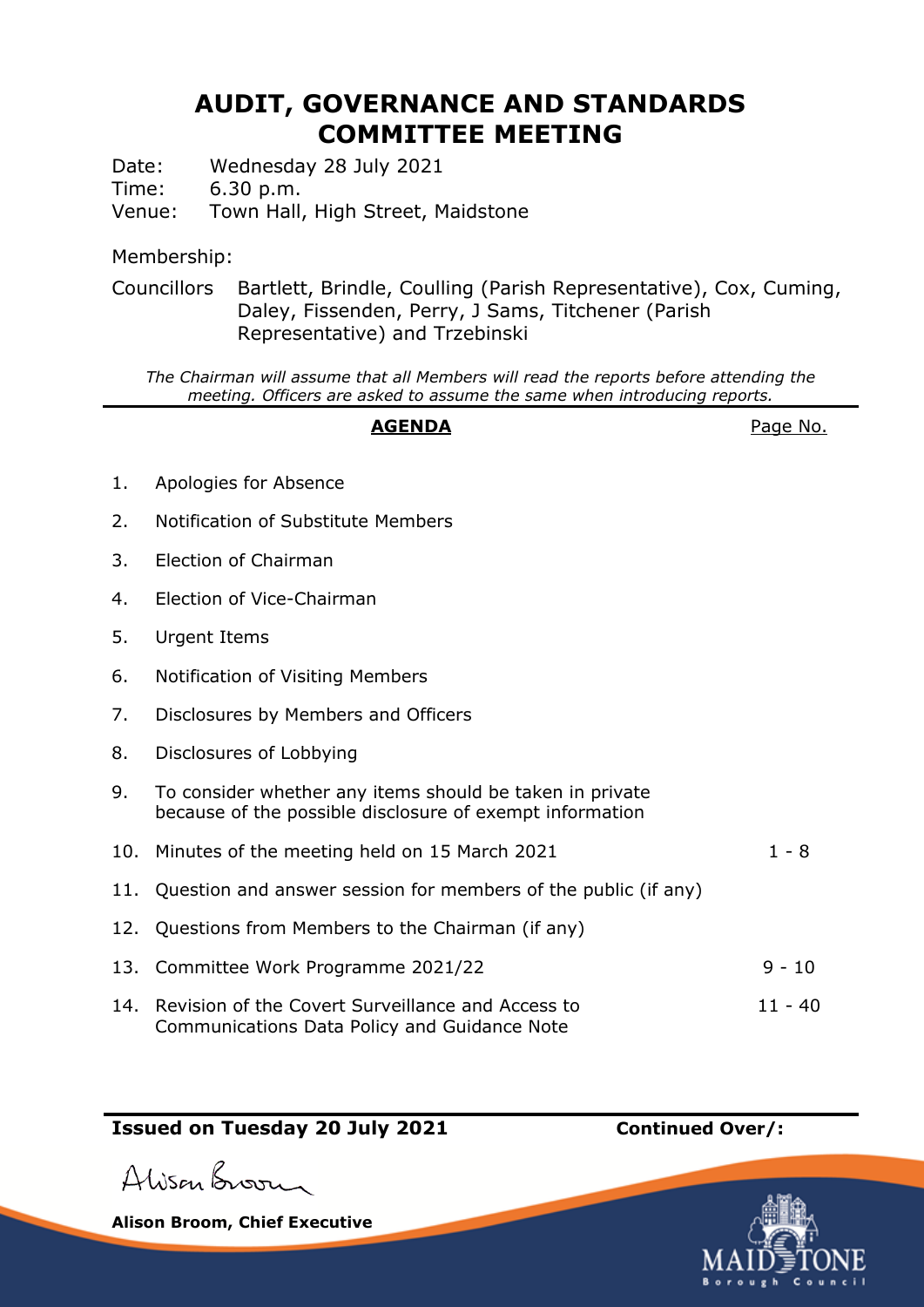# AUDIT, GOVERNANCE AND STANDARDS COMMITTEE MEETING

Date: Wednesday 28 July 2021
Time: 6.30 p.m.
Venue: Town Hall, High Street, Maidstone

Membership:

Councillors Bartlett, Brindle, Coulling (Parish Representative), Cox, Cuming, Daley, Fissenden, Perry, J Sams, Titchener (Parish Representative) and Trzebinski

*The Chairman will assume that all Members will read the reports before attending the meeting. Officers are asked to assume the same when introducing reports.*

| **AGENDA** | | Page No. |
|---|---|---|
| 1. | Apologies for Absence | |
| 2. | Notification of Substitute Members | |
| 3. | Election of Chairman | |
| 4. | Election of Vice-Chairman | |
| 5. | Urgent Items | |
| 6. | Notification of Visiting Members | |
| 7. | Disclosures by Members and Officers | |
| 8. | Disclosures of Lobbying | |
| 9. | To consider whether any items should be taken in private because of the possible disclosure of exempt information | |
| 10. | Minutes of the meeting held on 15 March 2021 | 1 - 8 |
| 11. | Question and answer session for members of the public (if any) | |
| 12. | Questions from Members to the Chairman (if any) | |
| 13. | Committee Work Programme 2021/22 | 9 - 10 |
| 14. | Revision of the Covert Surveillance and Access to Communications Data Policy and Guidance Note | 11 - 40 |

**Issued on Tuesday 20 July 2021** **Continued Over/:**

Alison Broom

**Alison Broom, Chief Executive**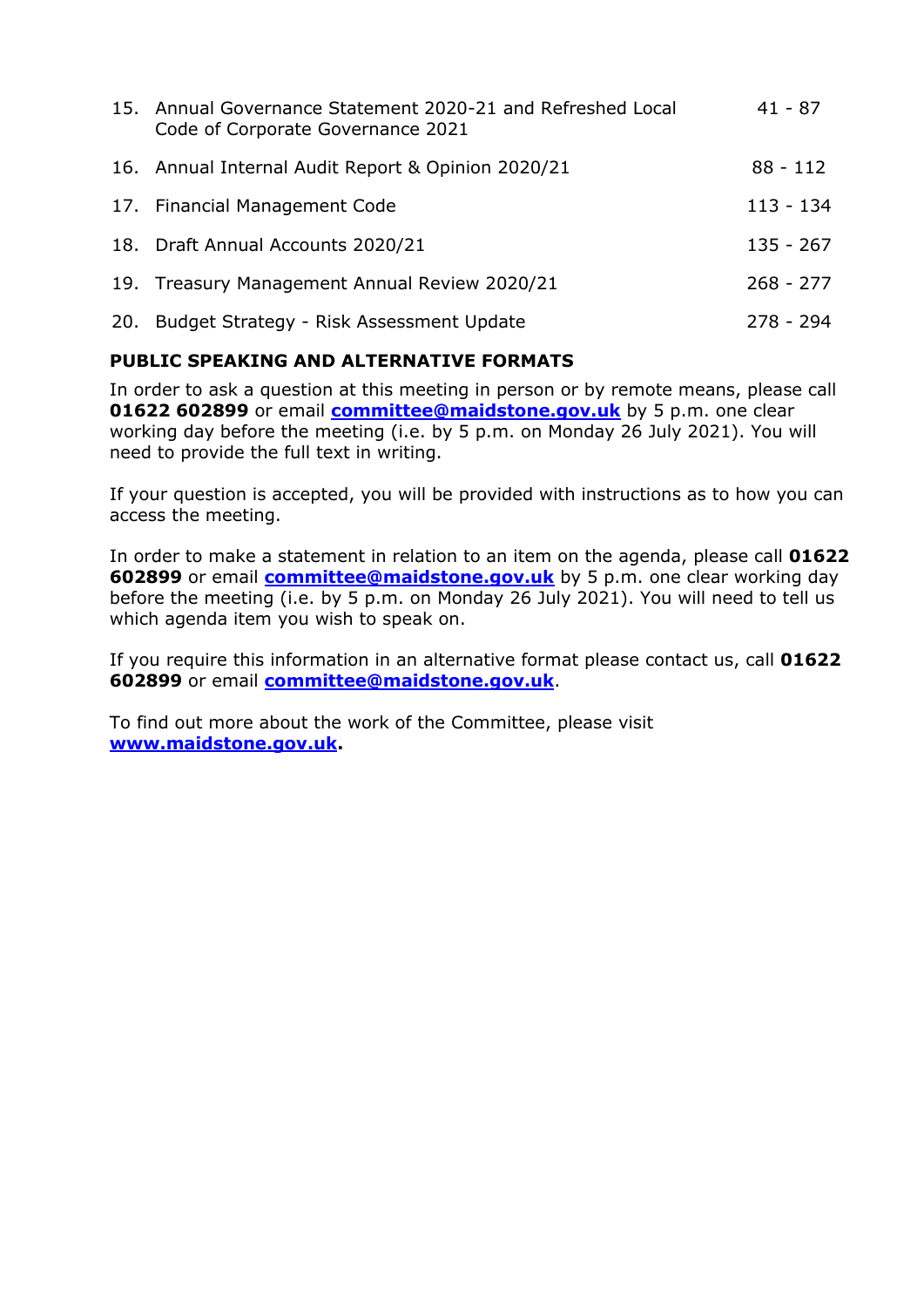| | | |
|---|---|---|
| 15. | Annual Governance Statement 2020-21 and Refreshed Local Code of Corporate Governance 2021 | 41 - 87 |
| 16. | Annual Internal Audit Report & Opinion 2020/21 | 88 - 112 |
| 17. | Financial Management Code | 113 - 134 |
| 18. | Draft Annual Accounts 2020/21 | 135 - 267 |
| 19. | Treasury Management Annual Review 2020/21 | 268 - 277 |
| 20. | Budget Strategy - Risk Assessment Update | 278 - 294 |

**PUBLIC SPEAKING AND ALTERNATIVE FORMATS**

In order to ask a question at this meeting in person or by remote means, please call **01622 602899** or email **committee@maidstone.gov.uk** by 5 p.m. one clear working day before the meeting (i.e. by 5 p.m. on Monday 26 July 2021). You will need to provide the full text in writing.

If your question is accepted, you will be provided with instructions as to how you can access the meeting.

In order to make a statement in relation to an item on the agenda, please call **01622 602899** or email **committee@maidstone.gov.uk** by 5 p.m. one clear working day before the meeting (i.e. by 5 p.m. on Monday 26 July 2021). You will need to tell us which agenda item you wish to speak on.

If you require this information in an alternative format please contact us, call **01622 602899** or email **committee@maidstone.gov.uk**.

To find out more about the work of the Committee, please visit **www.maidstone.gov.uk.**